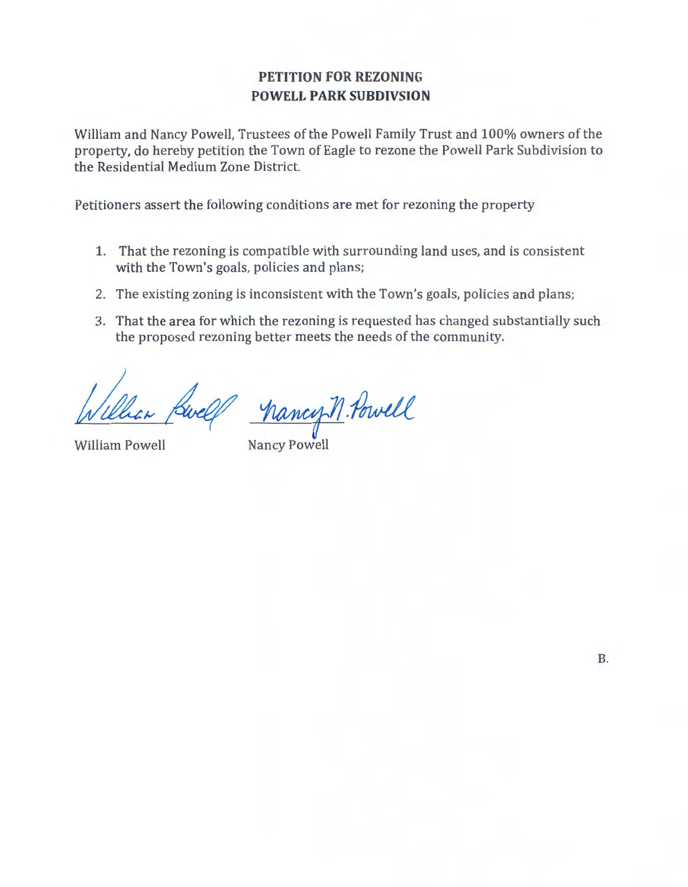# PETITION FOR REZONING
# POWELL PARK SUBDIVSION

William and Nancy Powell, Trustees of the Powell Family Trust and 100% owners of the property, do hereby petition the Town of Eagle to rezone the Powell Park Subdivision to the Residential Medium Zone District.

Petitioners assert the following conditions are met for rezoning the property

1. That the rezoning is compatible with surrounding land uses, and is consistent with the Town's goals, policies and plans;
2. The existing zoning is inconsistent with the Town's goals, policies and plans;
3. That the area for which the rezoning is requested has changed substantially such the proposed rezoning better meets the needs of the community.

William Powell          Nancy Powell

B.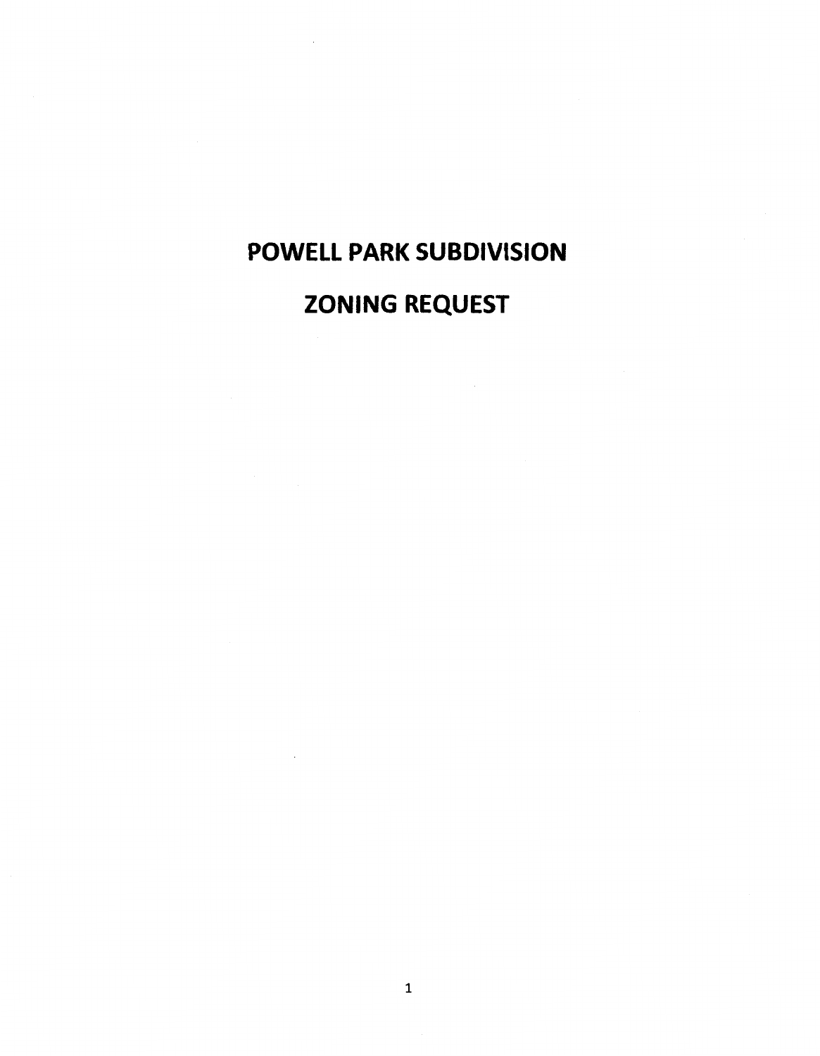# POWELL PARK SUBDIVISION

# ZONING REQUEST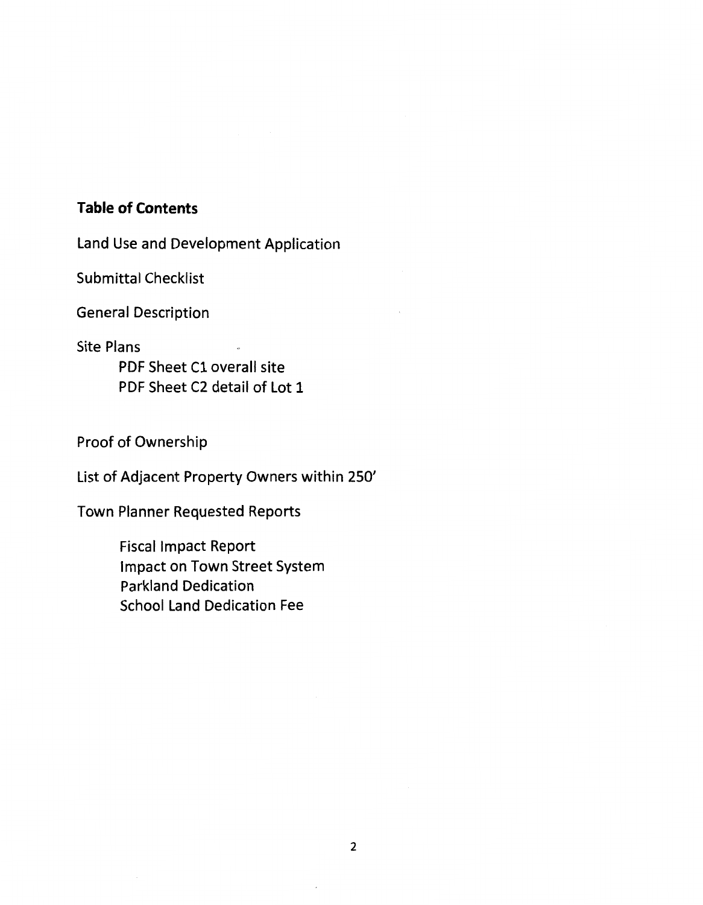**Table of Contents**

Land Use and Development Application

Submittal Checklist

General Description

Site Plans

- PDF Sheet C1 overall site
- PDF Sheet C2 detail of Lot 1

Proof of Ownership

List of Adjacent Property Owners within 250'

Town Planner Requested Reports

- Fiscal Impact Report
- Impact on Town Street System
- Parkland Dedication
- School Land Dedication Fee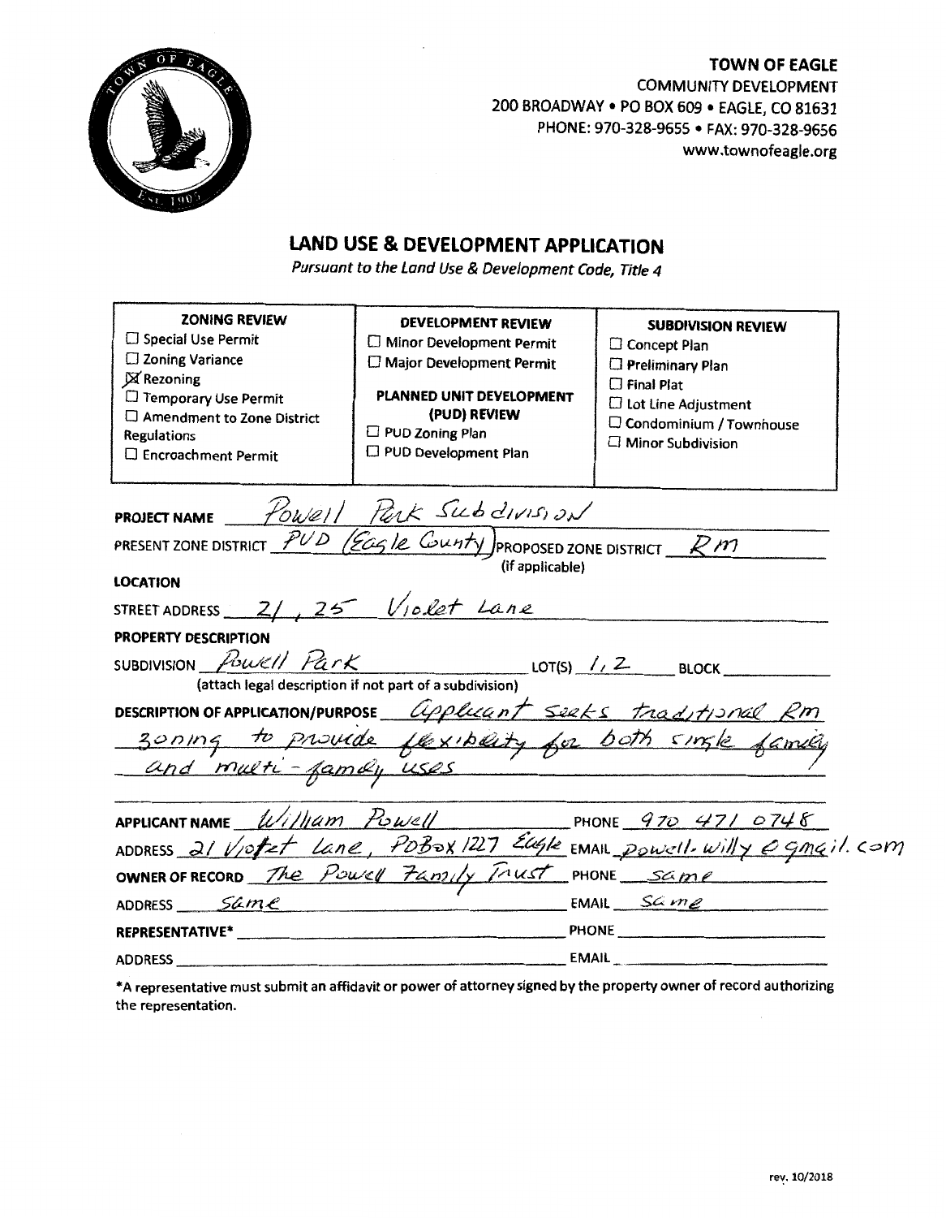**TOWN OF EAGLE**
COMMUNITY DEVELOPMENT
200 BROADWAY • PO BOX 609 • EAGLE, CO 81631
PHONE: 970-328-9655 • FAX: 970-328-9656
www.townofeagle.org

# LAND USE & DEVELOPMENT APPLICATION

*Pursuant to the Land Use & Development Code, Title 4*

| ZONING REVIEW | DEVELOPMENT REVIEW | SUBDIVISION REVIEW |
|---|---|---|
| ☐ Special Use Permit<br>☐ Zoning Variance<br>☒ Rezoning<br>☐ Temporary Use Permit<br>☐ Amendment to Zone District Regulations<br>☐ Encroachment Permit | ☐ Minor Development Permit<br>☐ Major Development Permit<br><br>**PLANNED UNIT DEVELOPMENT (PUD) REVIEW**<br>☐ PUD Zoning Plan<br>☐ PUD Development Plan | ☐ Concept Plan<br>☐ Preliminary Plan<br>☐ Final Plat<br>☐ Lot Line Adjustment<br>☐ Condominium / Townhouse<br>☐ Minor Subdivision |

**PROJECT NAME** Powell Park Subdivision

PRESENT ZONE DISTRICT PUD (Eagle County) PROPOSED ZONE DISTRICT (if applicable) RM

**LOCATION**

STREET ADDRESS 21, 25 Violet Lane

**PROPERTY DESCRIPTION**

SUBDIVISION Powell Park LOT(S) 1, 2 BLOCK ______
(attach legal description if not part of a subdivision)

**DESCRIPTION OF APPLICATION/PURPOSE** Applicant seeks traditional RM zoning to provide flexibility for both single family and multi-family uses

**APPLICANT NAME** William Powell PHONE 970 471 0748

ADDRESS 21 Violet Lane, POBox 1227 Eagle EMAIL powell.willy@gmail.com

**OWNER OF RECORD** The Powell Family Trust PHONE same

ADDRESS same EMAIL same

**REPRESENTATIVE*** ______ PHONE ______

ADDRESS ______ EMAIL ______

*A representative must submit an affidavit or power of attorney signed by the property owner of record authorizing the representation.

rev. 10/2018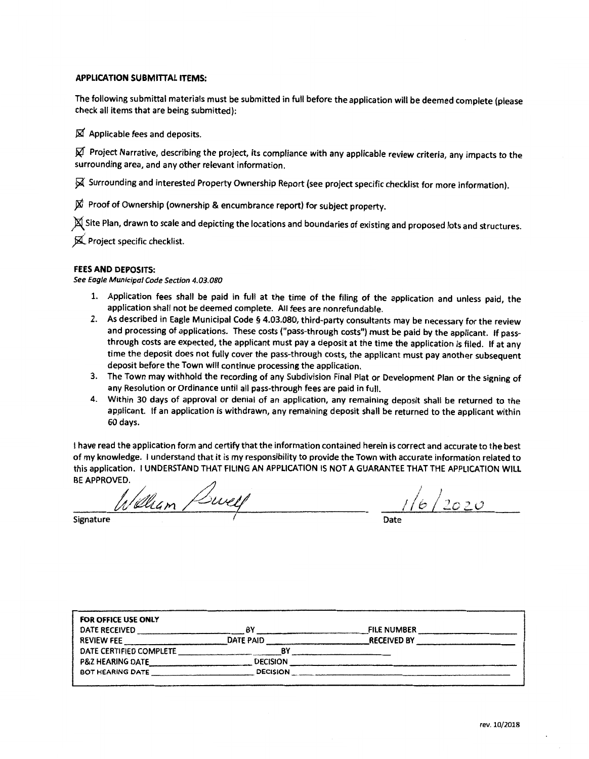**APPLICATION SUBMITTAL ITEMS:**

The following submittal materials must be submitted in full before the application will be deemed complete (please check all items that are being submitted):

☒ Applicable fees and deposits.

☒ Project Narrative, describing the project, its compliance with any applicable review criteria, any impacts to the surrounding area, and any other relevant information.

☒ Surrounding and interested Property Ownership Report (see project specific checklist for more information).

☒ Proof of Ownership (ownership & encumbrance report) for subject property.

☒ Site Plan, drawn to scale and depicting the locations and boundaries of existing and proposed lots and structures.

☒ Project specific checklist.

**FEES AND DEPOSITS:**

*See Eagle Municipal Code Section 4.03.080*

1. Application fees shall be paid in full at the time of the filing of the application and unless paid, the application shall not be deemed complete. All fees are nonrefundable.
2. As described in Eagle Municipal Code § 4.03.080, third-party consultants may be necessary for the review and processing of applications. These costs ("pass-through costs") must be paid by the applicant. If pass-through costs are expected, the applicant must pay a deposit at the time the application is filed. If at any time the deposit does not fully cover the pass-through costs, the applicant must pay another subsequent deposit before the Town will continue processing the application.
3. The Town may withhold the recording of any Subdivision Final Plat or Development Plan or the signing of any Resolution or Ordinance until all pass-through fees are paid in full.
4. Within 30 days of approval or denial of an application, any remaining deposit shall be returned to the applicant. If an application is withdrawn, any remaining deposit shall be returned to the applicant within 60 days.

I have read the application form and certify that the information contained herein is correct and accurate to the best of my knowledge. I understand that it is my responsibility to provide the Town with accurate information related to this application. I UNDERSTAND THAT FILING AN APPLICATION IS NOT A GUARANTEE THAT THE APPLICATION WILL BE APPROVED.

William Buel (signature) 1/6/2020

Signature Date

| **FOR OFFICE USE ONLY** | | | | | |
|---|---|---|---|---|---|
| DATE RECEIVED | | BY | | FILE NUMBER | |
| REVIEW FEE | | DATE PAID | | RECEIVED BY | |
| DATE CERTIFIED COMPLETE | | BY | | | |
| P&Z HEARING DATE | | DECISION | | | |
| BOT HEARING DATE | | DECISION | | | |

rev. 10/2018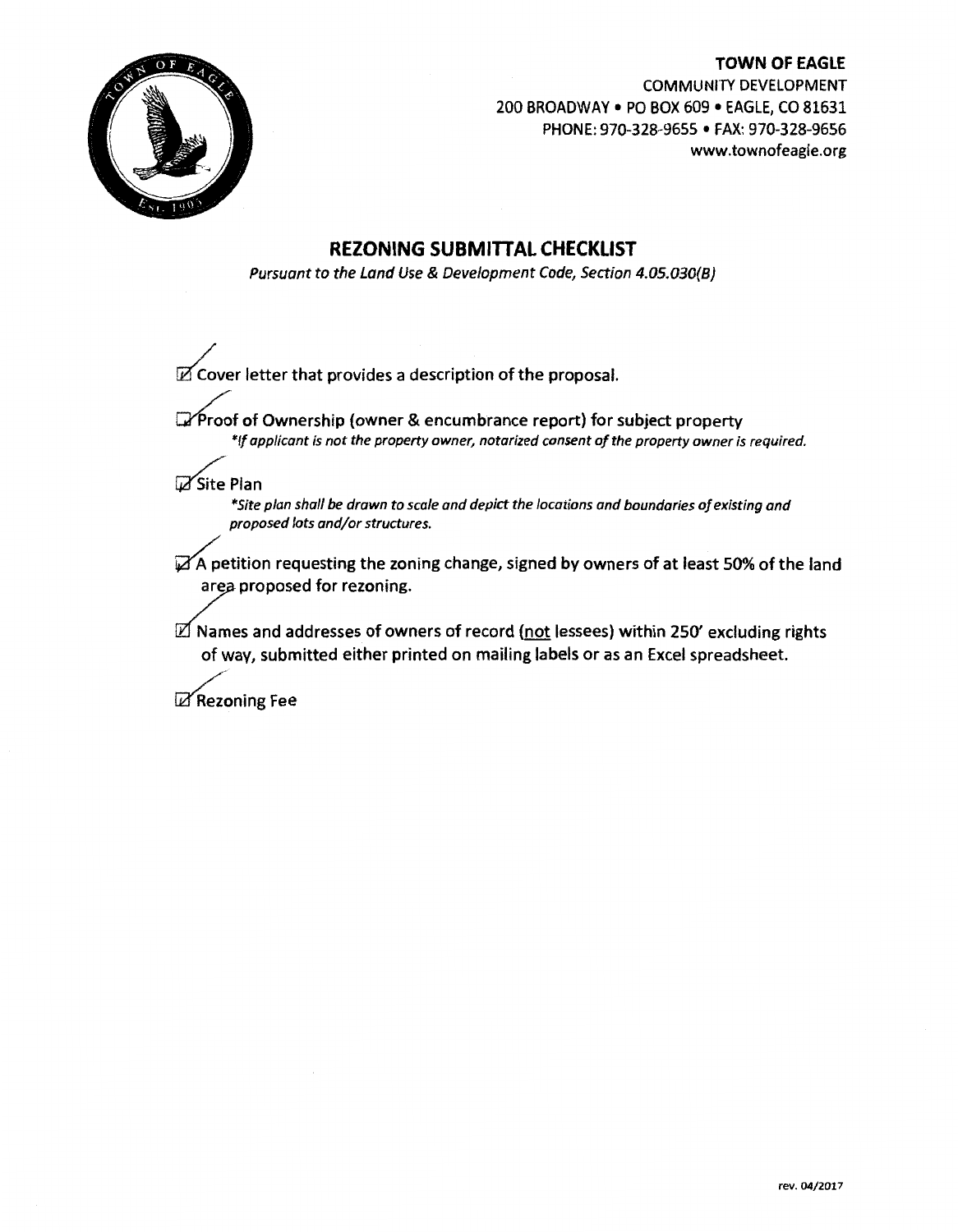**TOWN OF EAGLE**
COMMUNITY DEVELOPMENT
200 BROADWAY • PO BOX 609 • EAGLE, CO 81631
PHONE: 970-328-9655 • FAX: 970-328-9656
www.townofeagle.org

# REZONING SUBMITTAL CHECKLIST

*Pursuant to the Land Use & Development Code, Section 4.05.030(B)*

- [x] Cover letter that provides a description of the proposal.
- [x] Proof of Ownership (owner & encumbrance report) for subject property
  *\*If applicant is not the property owner, notarized consent of the property owner is required.*
- [x] Site Plan
  *\*Site plan shall be drawn to scale and depict the locations and boundaries of existing and proposed lots and/or structures.*
- [x] A petition requesting the zoning change, signed by owners of at least 50% of the land area proposed for rezoning.
- [x] Names and addresses of owners of record (<u>not</u> lessees) within 250' excluding rights of way, submitted either printed on mailing labels or as an Excel spreadsheet.
- [x] Rezoning Fee

rev. 04/2017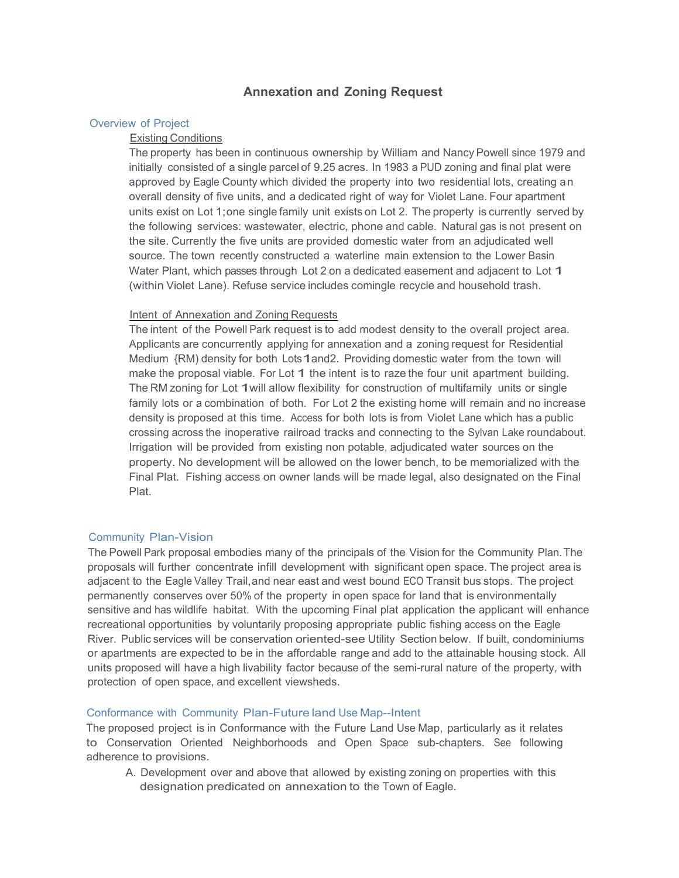# Annexation and Zoning Request

## Overview of Project

### Existing Conditions

The property has been in continuous ownership by William and Nancy Powell since 1979 and initially consisted of a single parcel of 9.25 acres. In 1983 a PUD zoning and final plat were approved by Eagle County which divided the property into two residential lots, creating an overall density of five units, and a dedicated right of way for Violet Lane. Four apartment units exist on Lot 1; one single family unit exists on Lot 2. The property is currently served by the following services: wastewater, electric, phone and cable. Natural gas is not present on the site. Currently the five units are provided domestic water from an adjudicated well source. The town recently constructed a waterline main extension to the Lower Basin Water Plant, which passes through Lot 2 on a dedicated easement and adjacent to Lot 1 (within Violet Lane). Refuse service includes comingle recycle and household trash.

### Intent of Annexation and Zoning Requests

The intent of the Powell Park request is to add modest density to the overall project area. Applicants are concurrently applying for annexation and a zoning request for Residential Medium {RM) density for both Lots 1 and2. Providing domestic water from the town will make the proposal viable. For Lot 1 the intent is to raze the four unit apartment building. The RM zoning for Lot 1 will allow flexibility for construction of multifamily units or single family lots or a combination of both. For Lot 2 the existing home will remain and no increase density is proposed at this time. Access for both lots is from Violet Lane which has a public crossing across the inoperative railroad tracks and connecting to the Sylvan Lake roundabout. Irrigation will be provided from existing non potable, adjudicated water sources on the property. No development will be allowed on the lower bench, to be memorialized with the Final Plat. Fishing access on owner lands will be made legal, also designated on the Final Plat.

## Community Plan-Vision

The Powell Park proposal embodies many of the principals of the Vision for the Community Plan. The proposals will further concentrate infill development with significant open space. The project area is adjacent to the Eagle Valley Trail, and near east and west bound ECO Transit bus stops. The project permanently conserves over 50% of the property in open space for land that is environmentally sensitive and has wildlife habitat. With the upcoming Final plat application the applicant will enhance recreational opportunities by voluntarily proposing appropriate public fishing access on the Eagle River. Public services will be conservation oriented-see Utility Section below. If built, condominiums or apartments are expected to be in the affordable range and add to the attainable housing stock. All units proposed will have a high livability factor because of the semi-rural nature of the property, with protection of open space, and excellent viewsheds.

## Conformance with Community Plan-Future land Use Map--Intent

The proposed project is in Conformance with the Future Land Use Map, particularly as it relates to Conservation Oriented Neighborhoods and Open Space sub-chapters. See following adherence to provisions.

A. Development over and above that allowed by existing zoning on properties with this designation predicated on annexation to the Town of Eagle.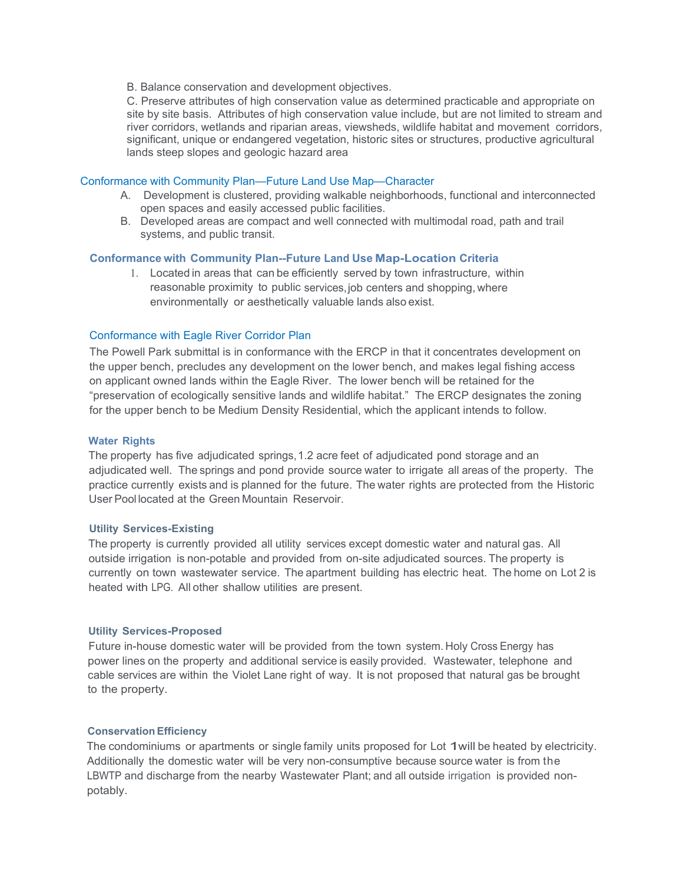B. Balance conservation and development objectives.

C. Preserve attributes of high conservation value as determined practicable and appropriate on site by site basis. Attributes of high conservation value include, but are not limited to stream and river corridors, wetlands and riparian areas, viewsheds, wildlife habitat and movement corridors, significant, unique or endangered vegetation, historic sites or structures, productive agricultural lands steep slopes and geologic hazard area

## Conformance with Community Plan—Future Land Use Map—Character

A. Development is clustered, providing walkable neighborhoods, functional and interconnected open spaces and easily accessed public facilities.

B. Developed areas are compact and well connected with multimodal road, path and trail systems, and public transit.

### Conformance with Community Plan--Future Land Use Map-Location Criteria

1. Located in areas that can be efficiently served by town infrastructure, within reasonable proximity to public services, job centers and shopping, where environmentally or aesthetically valuable lands also exist.

## Conformance with Eagle River Corridor Plan

The Powell Park submittal is in conformance with the ERCP in that it concentrates development on the upper bench, precludes any development on the lower bench, and makes legal fishing access on applicant owned lands within the Eagle River. The lower bench will be retained for the "preservation of ecologically sensitive lands and wildlife habitat." The ERCP designates the zoning for the upper bench to be Medium Density Residential, which the applicant intends to follow.

### Water Rights

The property has five adjudicated springs, 1.2 acre feet of adjudicated pond storage and an adjudicated well. The springs and pond provide source water to irrigate all areas of the property. The practice currently exists and is planned for the future. The water rights are protected from the Historic User Pool located at the Green Mountain Reservoir.

### Utility Services-Existing

The property is currently provided all utility services except domestic water and natural gas. All outside irrigation is non-potable and provided from on-site adjudicated sources. The property is currently on town wastewater service. The apartment building has electric heat. The home on Lot 2 is heated with LPG. All other shallow utilities are present.

### Utility Services-Proposed

Future in-house domestic water will be provided from the town system. Holy Cross Energy has power lines on the property and additional service is easily provided. Wastewater, telephone and cable services are within the Violet Lane right of way. It is not proposed that natural gas be brought to the property.

### Conservation Efficiency

The condominiums or apartments or single family units proposed for Lot 1 will be heated by electricity. Additionally the domestic water will be very non-consumptive because source water is from the LBWTP and discharge from the nearby Wastewater Plant; and all outside irrigation is provided non-potably.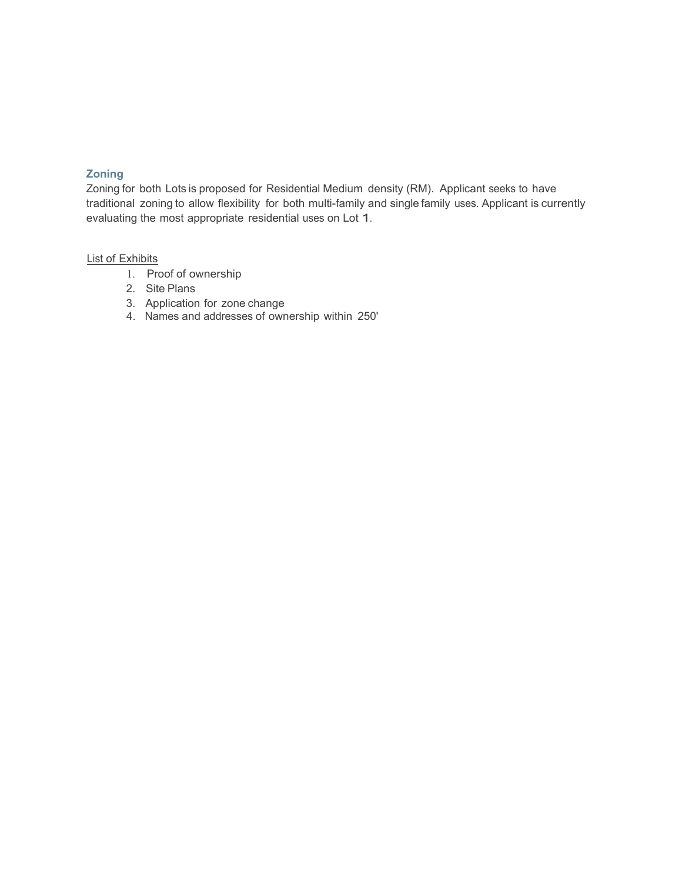### Zoning

Zoning for both Lots is proposed for Residential Medium density (RM). Applicant seeks to have traditional zoning to allow flexibility for both multi-family and single family uses. Applicant is currently evaluating the most appropriate residential uses on Lot **1**.

List of Exhibits

1. Proof of ownership
2. Site Plans
3. Application for zone change
4. Names and addresses of ownership within 250'